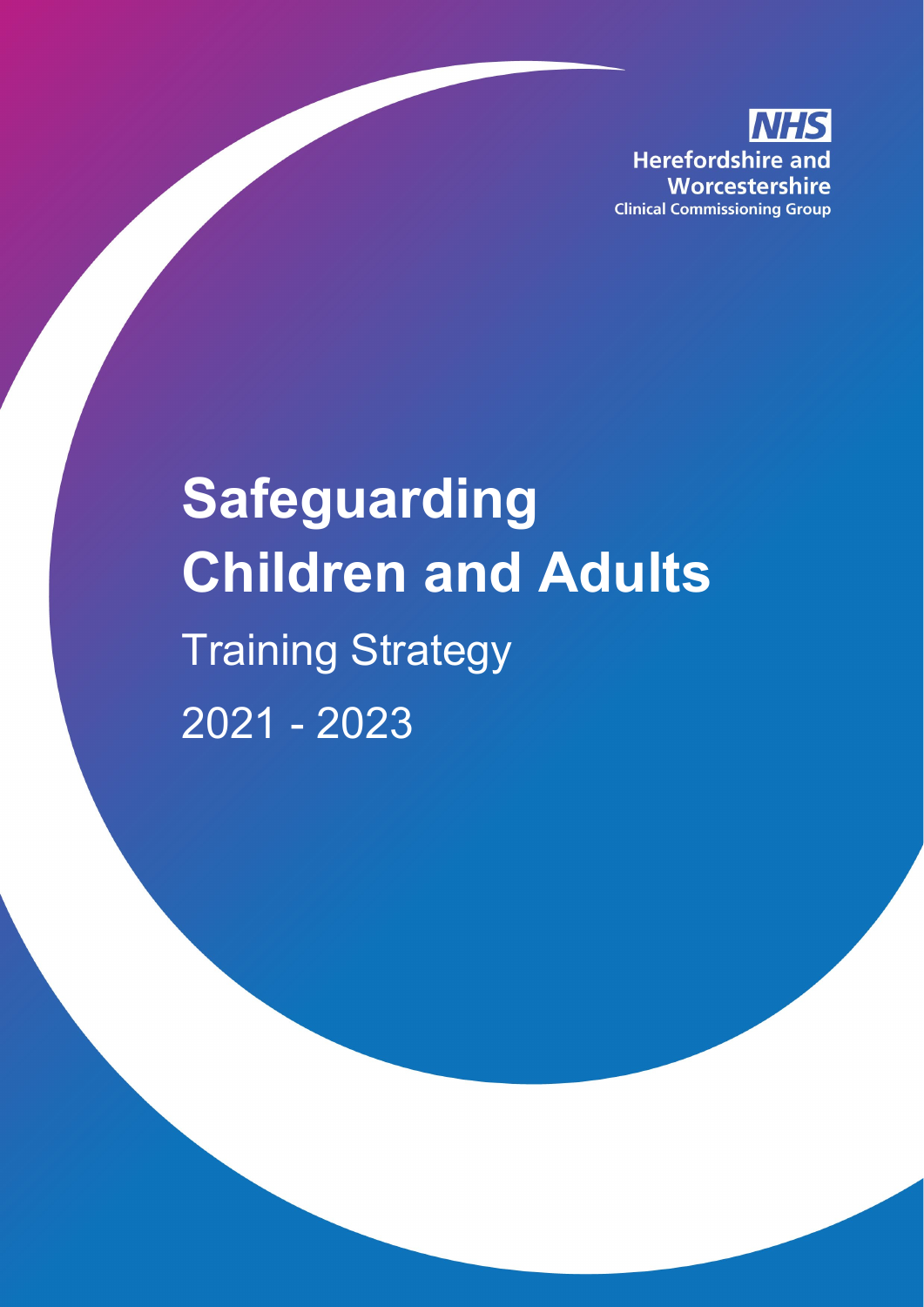NHS
Herefordshire and
Worcestershire
Clinical Commissioning Group

# Safeguarding Children and Adults

## Training Strategy

## 2021 - 2023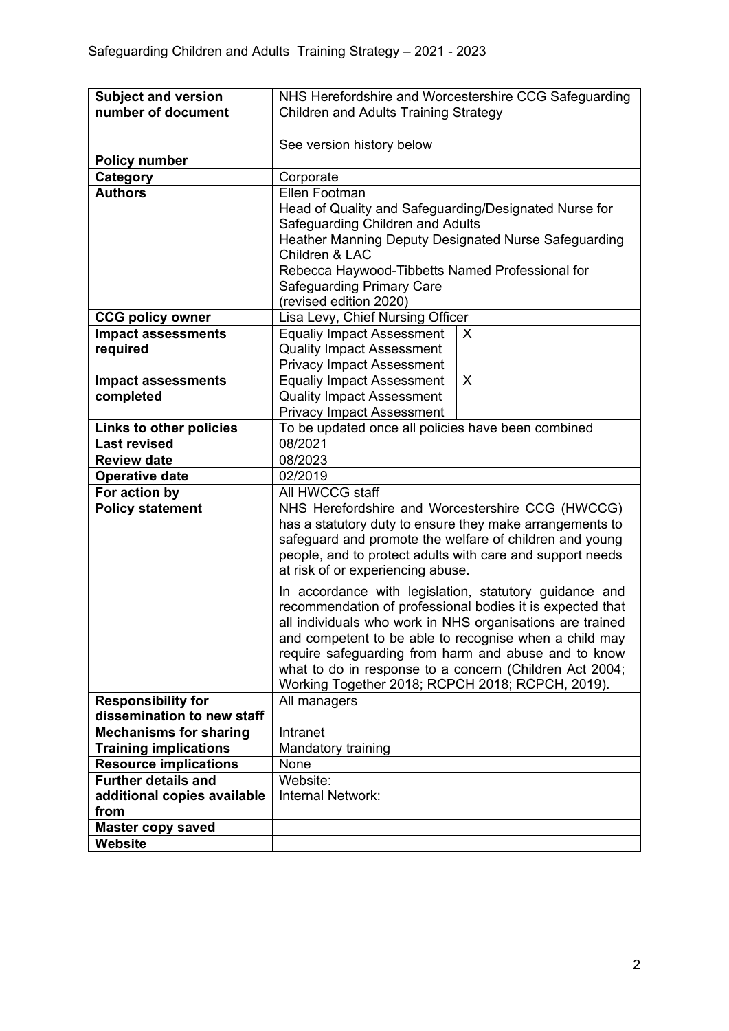| Subject and version number of document | NHS Herefordshire and Worcestershire CCG Safeguarding Children and Adults Training Strategy<br><br>See version history below | |
|---|---|---|
| **Policy number** | | |
| **Category** | Corporate | |
| **Authors** | Ellen Footman<br>Head of Quality and Safeguarding/Designated Nurse for Safeguarding Children and Adults<br>Heather Manning Deputy Designated Nurse Safeguarding Children & LAC<br>Rebecca Haywood-Tibbetts Named Professional for Safeguarding Primary Care<br>(revised edition 2020) | |
| **CCG policy owner** | Lisa Levy, Chief Nursing Officer | |
| **Impact assessments required** | Equaliy Impact Assessment<br>Quality Impact Assessment<br>Privacy Impact Assessment | X |
| **Impact assessments completed** | Equaliy Impact Assessment<br>Quality Impact Assessment<br>Privacy Impact Assessment | X |
| **Links to other policies** | To be updated once all policies have been combined | |
| **Last revised** | 08/2021 | |
| **Review date** | 08/2023 | |
| **Operative date** | 02/2019 | |
| **For action by** | All HWCCG staff | |
| **Policy statement** | NHS Herefordshire and Worcestershire CCG (HWCCG) has a statutory duty to ensure they make arrangements to safeguard and promote the welfare of children and young people, and to protect adults with care and support needs at risk of or experiencing abuse.<br><br>In accordance with legislation, statutory guidance and recommendation of professional bodies it is expected that all individuals who work in NHS organisations are trained and competent to be able to recognise when a child may require safeguarding from harm and abuse and to know what to do in response to a concern (Children Act 2004; Working Together 2018; RCPCH 2018; RCPCH, 2019). | |
| **Responsibility for dissemination to new staff** | All managers | |
| **Mechanisms for sharing** | Intranet | |
| **Training implications** | Mandatory training | |
| **Resource implications** | None | |
| **Further details and additional copies available from** | Website:<br>Internal Network: | |
| **Master copy saved** | | |
| **Website** | | |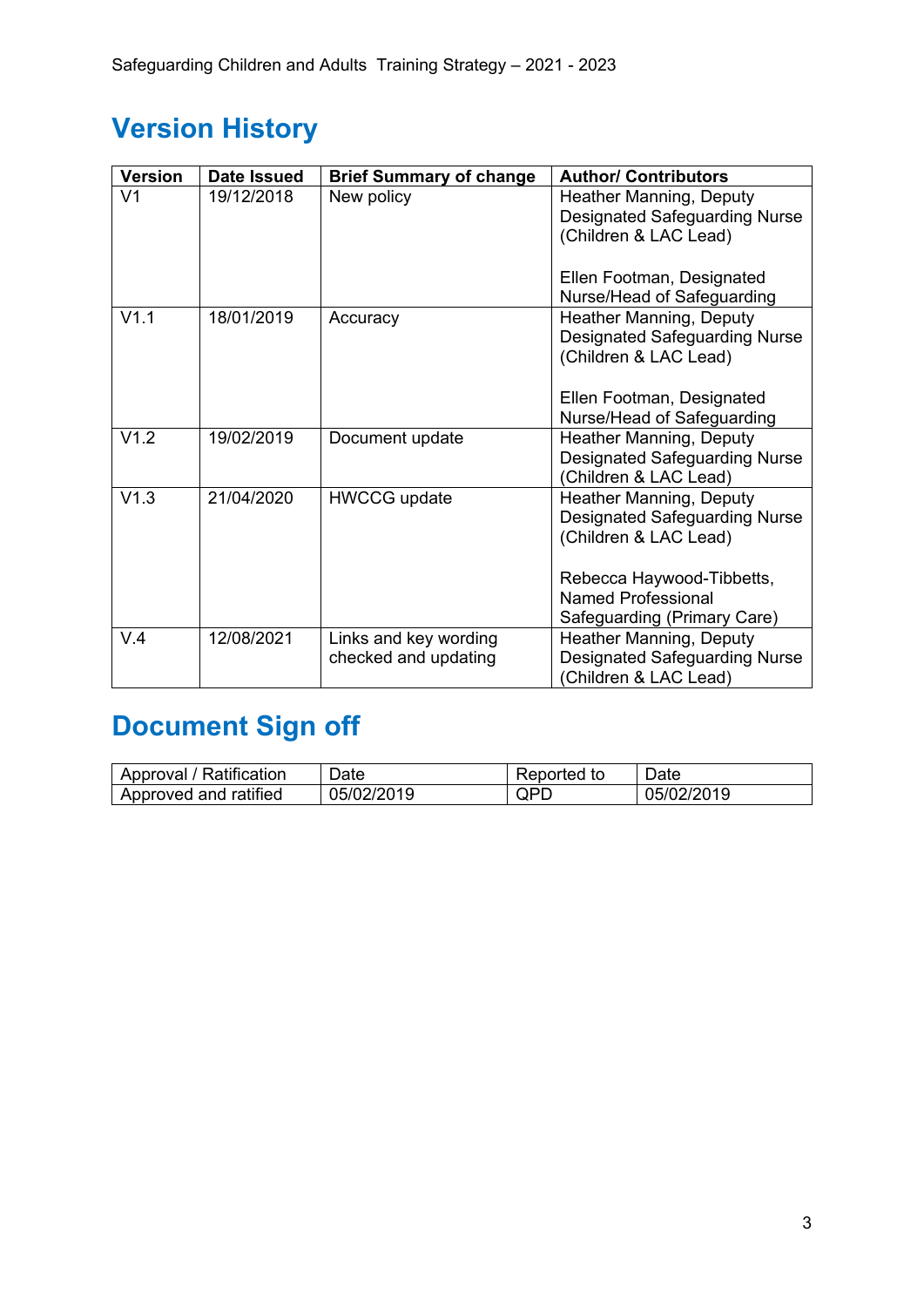## Version History

| Version | Date Issued | Brief Summary of change | Author/ Contributors |
|---|---|---|---|
| V1 | 19/12/2018 | New policy | Heather Manning, Deputy Designated Safeguarding Nurse (Children & LAC Lead)<br><br>Ellen Footman, Designated Nurse/Head of Safeguarding |
| V1.1 | 18/01/2019 | Accuracy | Heather Manning, Deputy Designated Safeguarding Nurse (Children & LAC Lead)<br><br>Ellen Footman, Designated Nurse/Head of Safeguarding |
| V1.2 | 19/02/2019 | Document update | Heather Manning, Deputy Designated Safeguarding Nurse (Children & LAC Lead) |
| V1.3 | 21/04/2020 | HWCCG update | Heather Manning, Deputy Designated Safeguarding Nurse (Children & LAC Lead)<br><br>Rebecca Haywood-Tibbetts, Named Professional Safeguarding (Primary Care) |
| V.4 | 12/08/2021 | Links and key wording checked and updating | Heather Manning, Deputy Designated Safeguarding Nurse (Children & LAC Lead) |

## Document Sign off

| Approval / Ratification | Date | Reported to | Date |
|---|---|---|---|
| Approved and ratified | 05/02/2019 | QPD | 05/02/2019 |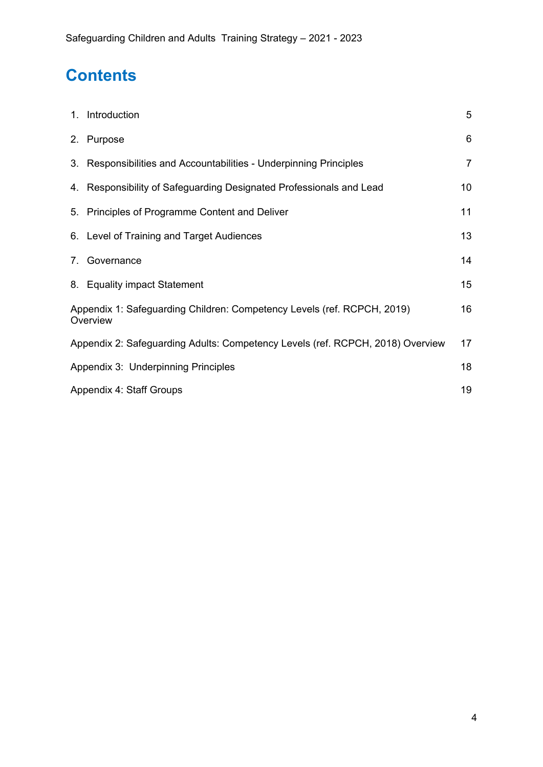# Contents

| | |
|---|---|
| 1. Introduction | 5 |
| 2. Purpose | 6 |
| 3. Responsibilities and Accountabilities - Underpinning Principles | 7 |
| 4. Responsibility of Safeguarding Designated Professionals and Lead | 10 |
| 5. Principles of Programme Content and Deliver | 11 |
| 6. Level of Training and Target Audiences | 13 |
| 7. Governance | 14 |
| 8. Equality impact Statement | 15 |
| Appendix 1: Safeguarding Children: Competency Levels (ref. RCPCH, 2019) Overview | 16 |
| Appendix 2: Safeguarding Adults: Competency Levels (ref. RCPCH, 2018) Overview | 17 |
| Appendix 3: Underpinning Principles | 18 |
| Appendix 4: Staff Groups | 19 |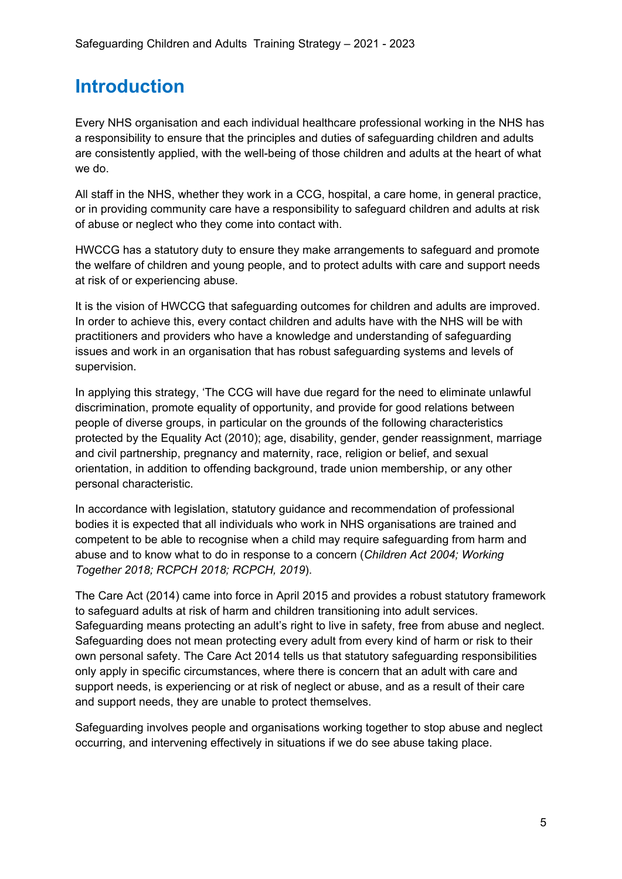# Introduction

Every NHS organisation and each individual healthcare professional working in the NHS has a responsibility to ensure that the principles and duties of safeguarding children and adults are consistently applied, with the well-being of those children and adults at the heart of what we do.

All staff in the NHS, whether they work in a CCG, hospital, a care home, in general practice, or in providing community care have a responsibility to safeguard children and adults at risk of abuse or neglect who they come into contact with.

HWCCG has a statutory duty to ensure they make arrangements to safeguard and promote the welfare of children and young people, and to protect adults with care and support needs at risk of or experiencing abuse.

It is the vision of HWCCG that safeguarding outcomes for children and adults are improved. In order to achieve this, every contact children and adults have with the NHS will be with practitioners and providers who have a knowledge and understanding of safeguarding issues and work in an organisation that has robust safeguarding systems and levels of supervision.

In applying this strategy, 'The CCG will have due regard for the need to eliminate unlawful discrimination, promote equality of opportunity, and provide for good relations between people of diverse groups, in particular on the grounds of the following characteristics protected by the Equality Act (2010); age, disability, gender, gender reassignment, marriage and civil partnership, pregnancy and maternity, race, religion or belief, and sexual orientation, in addition to offending background, trade union membership, or any other personal characteristic.

In accordance with legislation, statutory guidance and recommendation of professional bodies it is expected that all individuals who work in NHS organisations are trained and competent to be able to recognise when a child may require safeguarding from harm and abuse and to know what to do in response to a concern (*Children Act 2004; Working Together 2018; RCPCH 2018; RCPCH, 2019*).

The Care Act (2014) came into force in April 2015 and provides a robust statutory framework to safeguard adults at risk of harm and children transitioning into adult services. Safeguarding means protecting an adult's right to live in safety, free from abuse and neglect. Safeguarding does not mean protecting every adult from every kind of harm or risk to their own personal safety. The Care Act 2014 tells us that statutory safeguarding responsibilities only apply in specific circumstances, where there is concern that an adult with care and support needs, is experiencing or at risk of neglect or abuse, and as a result of their care and support needs, they are unable to protect themselves.

Safeguarding involves people and organisations working together to stop abuse and neglect occurring, and intervening effectively in situations if we do see abuse taking place.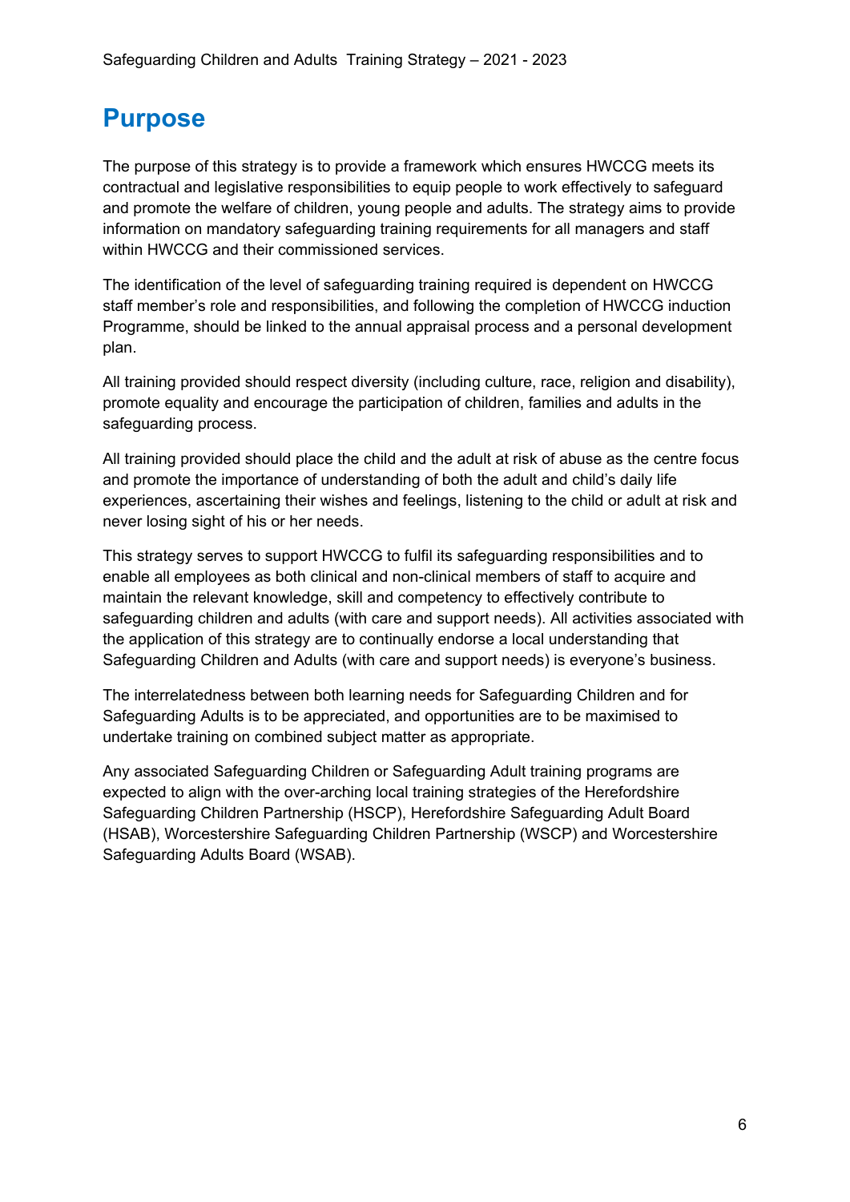# Purpose

The purpose of this strategy is to provide a framework which ensures HWCCG meets its contractual and legislative responsibilities to equip people to work effectively to safeguard and promote the welfare of children, young people and adults. The strategy aims to provide information on mandatory safeguarding training requirements for all managers and staff within HWCCG and their commissioned services.

The identification of the level of safeguarding training required is dependent on HWCCG staff member's role and responsibilities, and following the completion of HWCCG induction Programme, should be linked to the annual appraisal process and a personal development plan.

All training provided should respect diversity (including culture, race, religion and disability), promote equality and encourage the participation of children, families and adults in the safeguarding process.

All training provided should place the child and the adult at risk of abuse as the centre focus and promote the importance of understanding of both the adult and child's daily life experiences, ascertaining their wishes and feelings, listening to the child or adult at risk and never losing sight of his or her needs.

This strategy serves to support HWCCG to fulfil its safeguarding responsibilities and to enable all employees as both clinical and non-clinical members of staff to acquire and maintain the relevant knowledge, skill and competency to effectively contribute to safeguarding children and adults (with care and support needs). All activities associated with the application of this strategy are to continually endorse a local understanding that Safeguarding Children and Adults (with care and support needs) is everyone's business.

The interrelatedness between both learning needs for Safeguarding Children and for Safeguarding Adults is to be appreciated, and opportunities are to be maximised to undertake training on combined subject matter as appropriate.

Any associated Safeguarding Children or Safeguarding Adult training programs are expected to align with the over-arching local training strategies of the Herefordshire Safeguarding Children Partnership (HSCP), Herefordshire Safeguarding Adult Board (HSAB), Worcestershire Safeguarding Children Partnership (WSCP) and Worcestershire Safeguarding Adults Board (WSAB).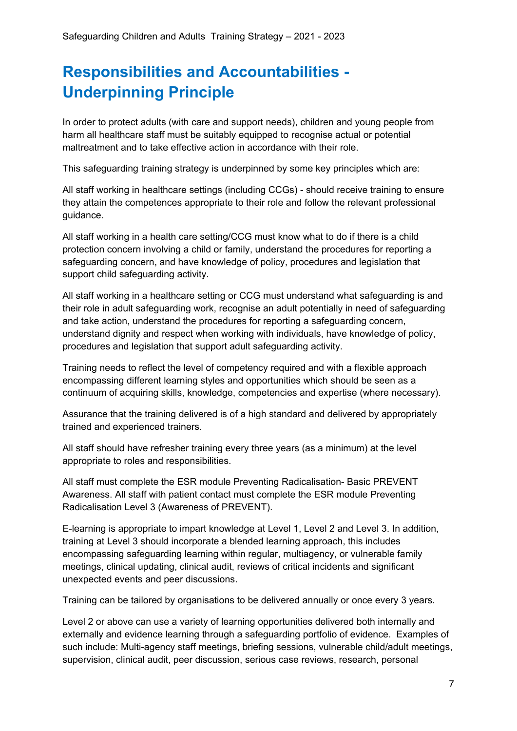# Responsibilities and Accountabilities - Underpinning Principle

In order to protect adults (with care and support needs), children and young people from harm all healthcare staff must be suitably equipped to recognise actual or potential maltreatment and to take effective action in accordance with their role.

This safeguarding training strategy is underpinned by some key principles which are:

All staff working in healthcare settings (including CCGs) - should receive training to ensure they attain the competences appropriate to their role and follow the relevant professional guidance.

All staff working in a health care setting/CCG must know what to do if there is a child protection concern involving a child or family, understand the procedures for reporting a safeguarding concern, and have knowledge of policy, procedures and legislation that support child safeguarding activity.

All staff working in a healthcare setting or CCG must understand what safeguarding is and their role in adult safeguarding work, recognise an adult potentially in need of safeguarding and take action, understand the procedures for reporting a safeguarding concern, understand dignity and respect when working with individuals, have knowledge of policy, procedures and legislation that support adult safeguarding activity.

Training needs to reflect the level of competency required and with a flexible approach encompassing different learning styles and opportunities which should be seen as a continuum of acquiring skills, knowledge, competencies and expertise (where necessary).

Assurance that the training delivered is of a high standard and delivered by appropriately trained and experienced trainers.

All staff should have refresher training every three years (as a minimum) at the level appropriate to roles and responsibilities.

All staff must complete the ESR module Preventing Radicalisation- Basic PREVENT Awareness. All staff with patient contact must complete the ESR module Preventing Radicalisation Level 3 (Awareness of PREVENT).

E-learning is appropriate to impart knowledge at Level 1, Level 2 and Level 3. In addition, training at Level 3 should incorporate a blended learning approach, this includes encompassing safeguarding learning within regular, multiagency, or vulnerable family meetings, clinical updating, clinical audit, reviews of critical incidents and significant unexpected events and peer discussions.

Training can be tailored by organisations to be delivered annually or once every 3 years.

Level 2 or above can use a variety of learning opportunities delivered both internally and externally and evidence learning through a safeguarding portfolio of evidence. Examples of such include: Multi-agency staff meetings, briefing sessions, vulnerable child/adult meetings, supervision, clinical audit, peer discussion, serious case reviews, research, personal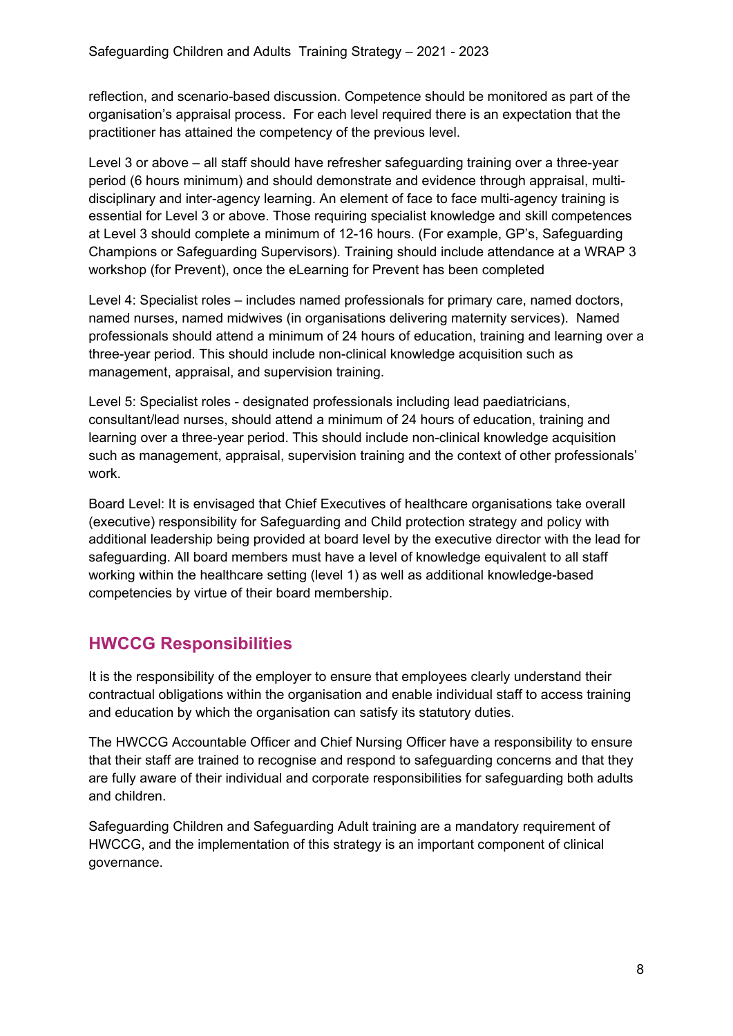reflection, and scenario-based discussion. Competence should be monitored as part of the organisation's appraisal process. For each level required there is an expectation that the practitioner has attained the competency of the previous level.

Level 3 or above – all staff should have refresher safeguarding training over a three-year period (6 hours minimum) and should demonstrate and evidence through appraisal, multi-disciplinary and inter-agency learning. An element of face to face multi-agency training is essential for Level 3 or above. Those requiring specialist knowledge and skill competences at Level 3 should complete a minimum of 12-16 hours. (For example, GP's, Safeguarding Champions or Safeguarding Supervisors). Training should include attendance at a WRAP 3 workshop (for Prevent), once the eLearning for Prevent has been completed

Level 4: Specialist roles – includes named professionals for primary care, named doctors, named nurses, named midwives (in organisations delivering maternity services). Named professionals should attend a minimum of 24 hours of education, training and learning over a three-year period. This should include non-clinical knowledge acquisition such as management, appraisal, and supervision training.

Level 5: Specialist roles - designated professionals including lead paediatricians, consultant/lead nurses, should attend a minimum of 24 hours of education, training and learning over a three-year period. This should include non-clinical knowledge acquisition such as management, appraisal, supervision training and the context of other professionals' work.

Board Level: It is envisaged that Chief Executives of healthcare organisations take overall (executive) responsibility for Safeguarding and Child protection strategy and policy with additional leadership being provided at board level by the executive director with the lead for safeguarding. All board members must have a level of knowledge equivalent to all staff working within the healthcare setting (level 1) as well as additional knowledge-based competencies by virtue of their board membership.

## HWCCG Responsibilities

It is the responsibility of the employer to ensure that employees clearly understand their contractual obligations within the organisation and enable individual staff to access training and education by which the organisation can satisfy its statutory duties.

The HWCCG Accountable Officer and Chief Nursing Officer have a responsibility to ensure that their staff are trained to recognise and respond to safeguarding concerns and that they are fully aware of their individual and corporate responsibilities for safeguarding both adults and children.

Safeguarding Children and Safeguarding Adult training are a mandatory requirement of HWCCG, and the implementation of this strategy is an important component of clinical governance.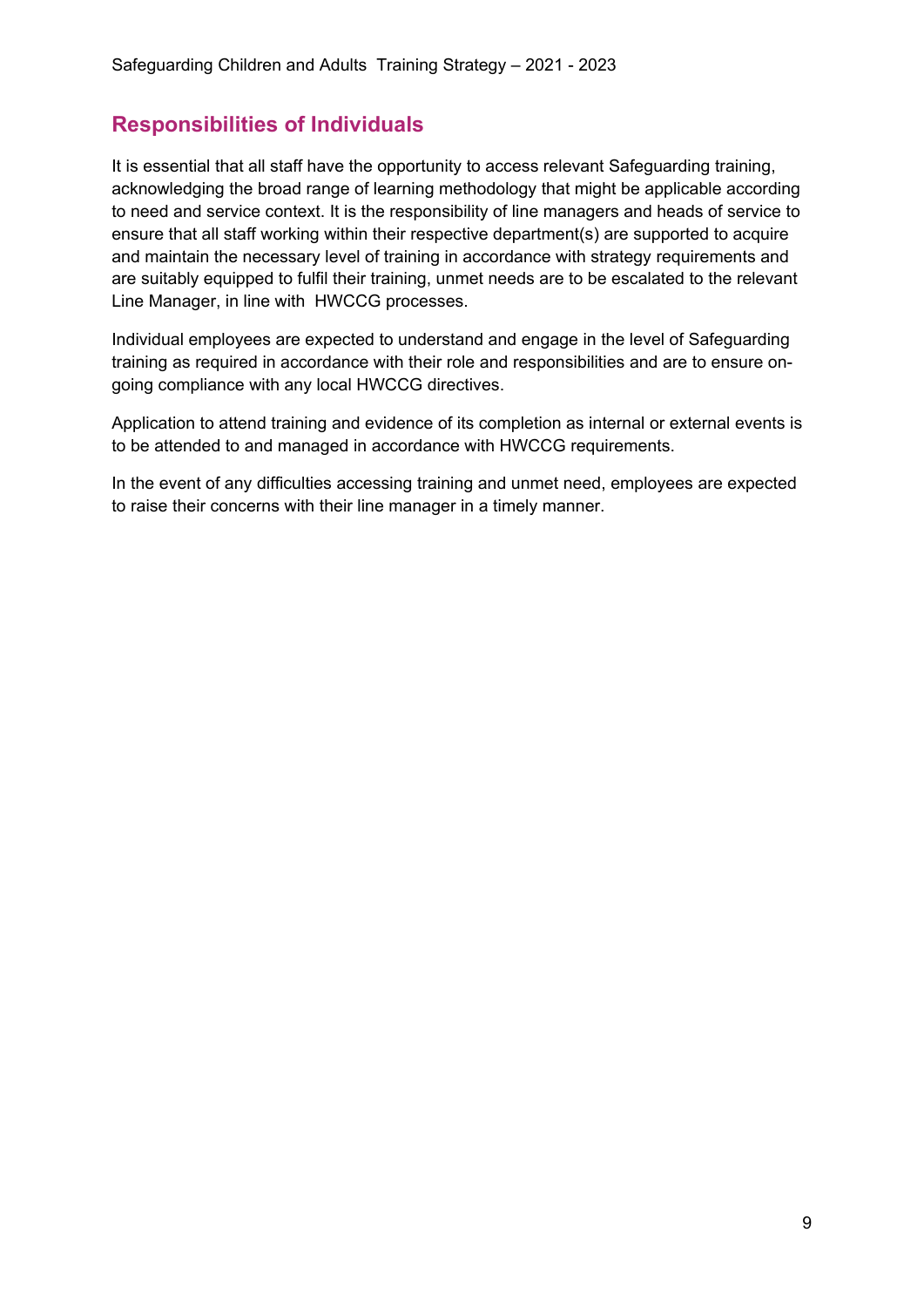## Responsibilities of Individuals

It is essential that all staff have the opportunity to access relevant Safeguarding training, acknowledging the broad range of learning methodology that might be applicable according to need and service context. It is the responsibility of line managers and heads of service to ensure that all staff working within their respective department(s) are supported to acquire and maintain the necessary level of training in accordance with strategy requirements and are suitably equipped to fulfil their training, unmet needs are to be escalated to the relevant Line Manager, in line with HWCCG processes.

Individual employees are expected to understand and engage in the level of Safeguarding training as required in accordance with their role and responsibilities and are to ensure on-going compliance with any local HWCCG directives.

Application to attend training and evidence of its completion as internal or external events is to be attended to and managed in accordance with HWCCG requirements.

In the event of any difficulties accessing training and unmet need, employees are expected to raise their concerns with their line manager in a timely manner.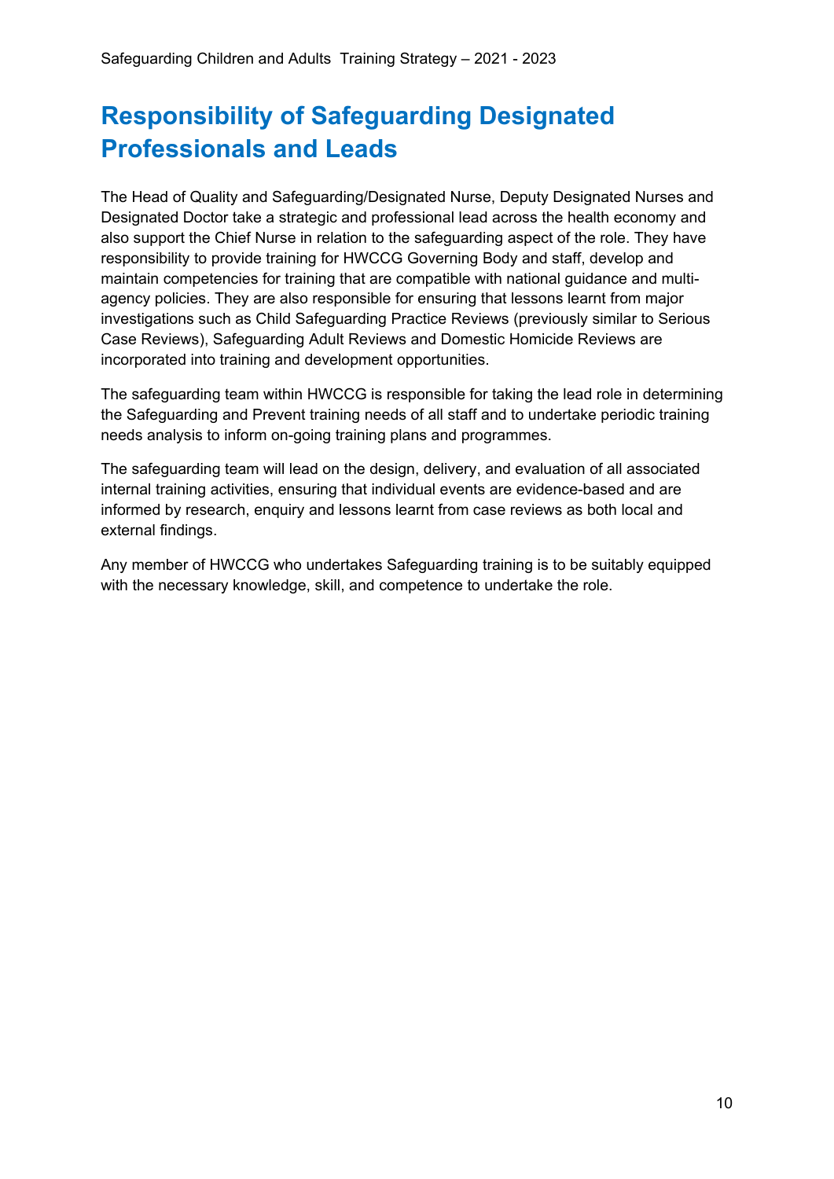# Responsibility of Safeguarding Designated Professionals and Leads

The Head of Quality and Safeguarding/Designated Nurse, Deputy Designated Nurses and Designated Doctor take a strategic and professional lead across the health economy and also support the Chief Nurse in relation to the safeguarding aspect of the role. They have responsibility to provide training for HWCCG Governing Body and staff, develop and maintain competencies for training that are compatible with national guidance and multi-agency policies. They are also responsible for ensuring that lessons learnt from major investigations such as Child Safeguarding Practice Reviews (previously similar to Serious Case Reviews), Safeguarding Adult Reviews and Domestic Homicide Reviews are incorporated into training and development opportunities.

The safeguarding team within HWCCG is responsible for taking the lead role in determining the Safeguarding and Prevent training needs of all staff and to undertake periodic training needs analysis to inform on-going training plans and programmes.

The safeguarding team will lead on the design, delivery, and evaluation of all associated internal training activities, ensuring that individual events are evidence-based and are informed by research, enquiry and lessons learnt from case reviews as both local and external findings.

Any member of HWCCG who undertakes Safeguarding training is to be suitably equipped with the necessary knowledge, skill, and competence to undertake the role.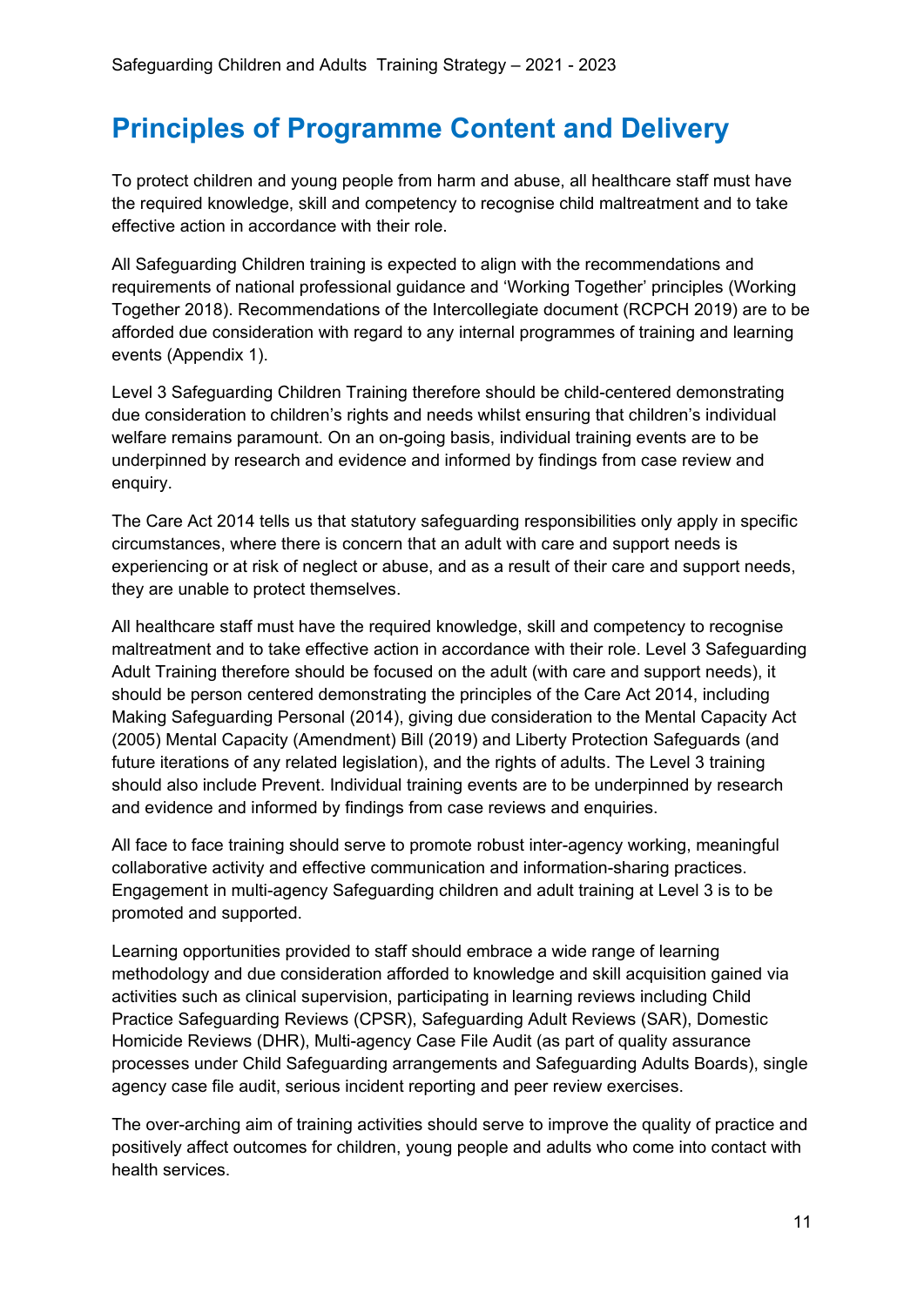# Principles of Programme Content and Delivery

To protect children and young people from harm and abuse, all healthcare staff must have the required knowledge, skill and competency to recognise child maltreatment and to take effective action in accordance with their role.

All Safeguarding Children training is expected to align with the recommendations and requirements of national professional guidance and 'Working Together' principles (Working Together 2018). Recommendations of the Intercollegiate document (RCPCH 2019) are to be afforded due consideration with regard to any internal programmes of training and learning events (Appendix 1).

Level 3 Safeguarding Children Training therefore should be child-centered demonstrating due consideration to children's rights and needs whilst ensuring that children's individual welfare remains paramount. On an on-going basis, individual training events are to be underpinned by research and evidence and informed by findings from case review and enquiry.

The Care Act 2014 tells us that statutory safeguarding responsibilities only apply in specific circumstances, where there is concern that an adult with care and support needs is experiencing or at risk of neglect or abuse, and as a result of their care and support needs, they are unable to protect themselves.

All healthcare staff must have the required knowledge, skill and competency to recognise maltreatment and to take effective action in accordance with their role. Level 3 Safeguarding Adult Training therefore should be focused on the adult (with care and support needs), it should be person centered demonstrating the principles of the Care Act 2014, including Making Safeguarding Personal (2014), giving due consideration to the Mental Capacity Act (2005) Mental Capacity (Amendment) Bill (2019) and Liberty Protection Safeguards (and future iterations of any related legislation), and the rights of adults. The Level 3 training should also include Prevent. Individual training events are to be underpinned by research and evidence and informed by findings from case reviews and enquiries.

All face to face training should serve to promote robust inter-agency working, meaningful collaborative activity and effective communication and information-sharing practices. Engagement in multi-agency Safeguarding children and adult training at Level 3 is to be promoted and supported.

Learning opportunities provided to staff should embrace a wide range of learning methodology and due consideration afforded to knowledge and skill acquisition gained via activities such as clinical supervision, participating in learning reviews including Child Practice Safeguarding Reviews (CPSR), Safeguarding Adult Reviews (SAR), Domestic Homicide Reviews (DHR), Multi-agency Case File Audit (as part of quality assurance processes under Child Safeguarding arrangements and Safeguarding Adults Boards), single agency case file audit, serious incident reporting and peer review exercises.

The over-arching aim of training activities should serve to improve the quality of practice and positively affect outcomes for children, young people and adults who come into contact with health services.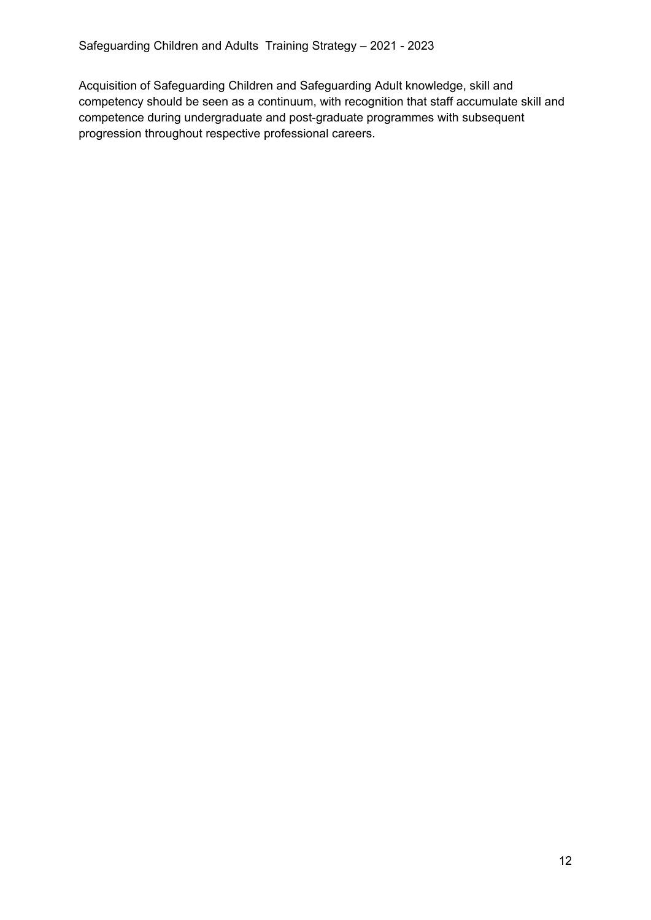Acquisition of Safeguarding Children and Safeguarding Adult knowledge, skill and competency should be seen as a continuum, with recognition that staff accumulate skill and competence during undergraduate and post-graduate programmes with subsequent progression throughout respective professional careers.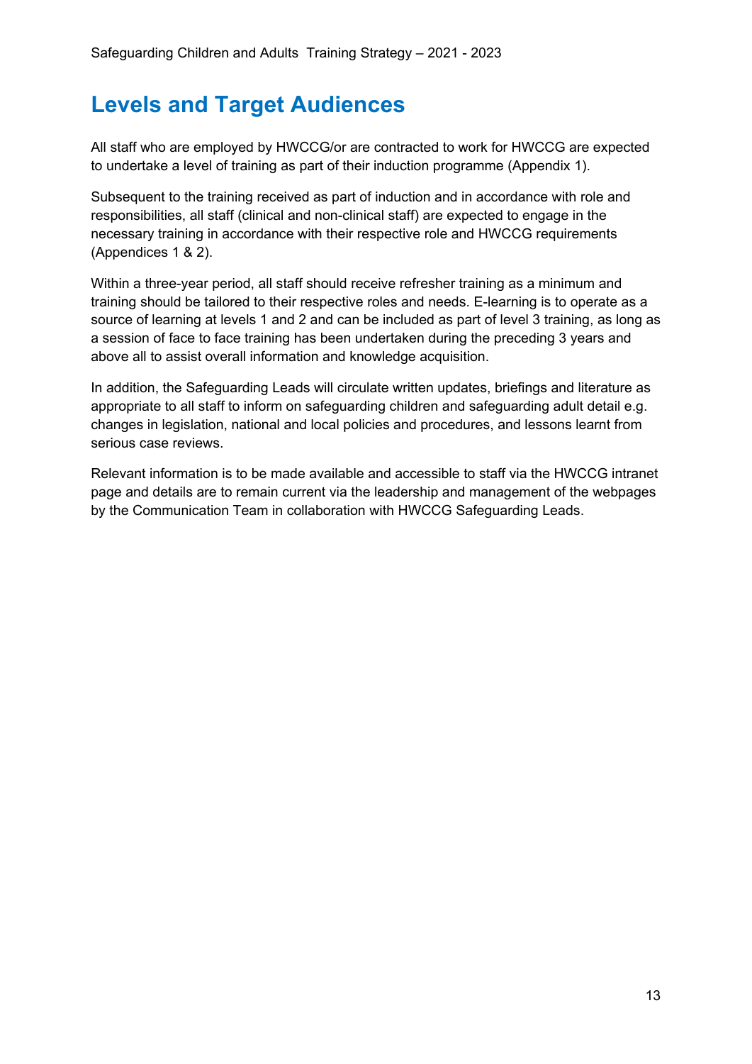## Levels and Target Audiences

All staff who are employed by HWCCG/or are contracted to work for HWCCG are expected to undertake a level of training as part of their induction programme (Appendix 1).

Subsequent to the training received as part of induction and in accordance with role and responsibilities, all staff (clinical and non-clinical staff) are expected to engage in the necessary training in accordance with their respective role and HWCCG requirements (Appendices 1 & 2).

Within a three-year period, all staff should receive refresher training as a minimum and training should be tailored to their respective roles and needs. E-learning is to operate as a source of learning at levels 1 and 2 and can be included as part of level 3 training, as long as a session of face to face training has been undertaken during the preceding 3 years and above all to assist overall information and knowledge acquisition.

In addition, the Safeguarding Leads will circulate written updates, briefings and literature as appropriate to all staff to inform on safeguarding children and safeguarding adult detail e.g. changes in legislation, national and local policies and procedures, and lessons learnt from serious case reviews.

Relevant information is to be made available and accessible to staff via the HWCCG intranet page and details are to remain current via the leadership and management of the webpages by the Communication Team in collaboration with HWCCG Safeguarding Leads.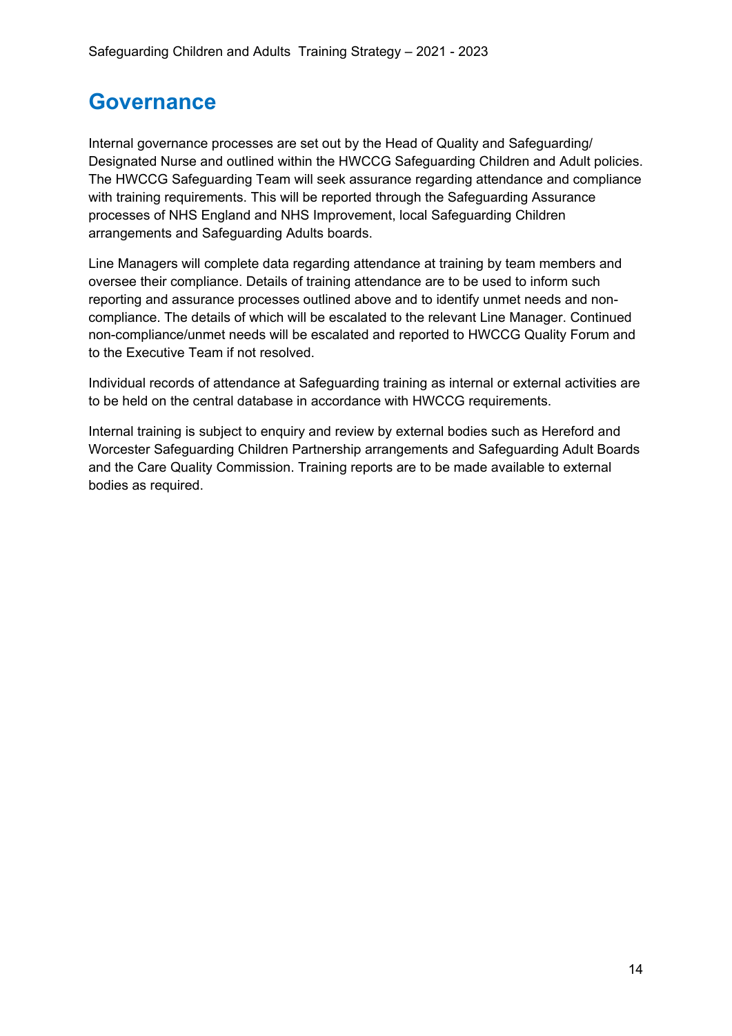# Governance

Internal governance processes are set out by the Head of Quality and Safeguarding/ Designated Nurse and outlined within the HWCCG Safeguarding Children and Adult policies. The HWCCG Safeguarding Team will seek assurance regarding attendance and compliance with training requirements. This will be reported through the Safeguarding Assurance processes of NHS England and NHS Improvement, local Safeguarding Children arrangements and Safeguarding Adults boards.

Line Managers will complete data regarding attendance at training by team members and oversee their compliance. Details of training attendance are to be used to inform such reporting and assurance processes outlined above and to identify unmet needs and non-compliance. The details of which will be escalated to the relevant Line Manager. Continued non-compliance/unmet needs will be escalated and reported to HWCCG Quality Forum and to the Executive Team if not resolved.

Individual records of attendance at Safeguarding training as internal or external activities are to be held on the central database in accordance with HWCCG requirements.

Internal training is subject to enquiry and review by external bodies such as Hereford and Worcester Safeguarding Children Partnership arrangements and Safeguarding Adult Boards and the Care Quality Commission. Training reports are to be made available to external bodies as required.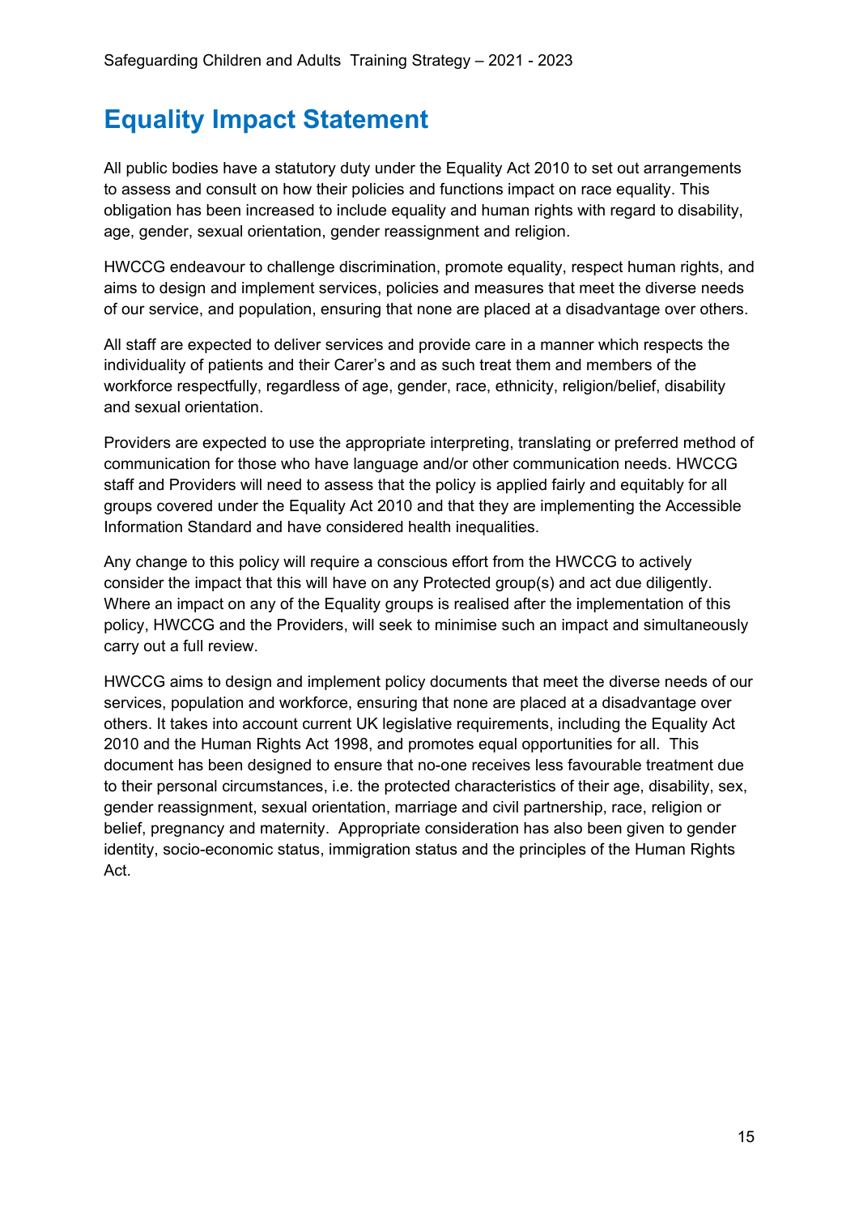# Equality Impact Statement

All public bodies have a statutory duty under the Equality Act 2010 to set out arrangements to assess and consult on how their policies and functions impact on race equality. This obligation has been increased to include equality and human rights with regard to disability, age, gender, sexual orientation, gender reassignment and religion.

HWCCG endeavour to challenge discrimination, promote equality, respect human rights, and aims to design and implement services, policies and measures that meet the diverse needs of our service, and population, ensuring that none are placed at a disadvantage over others.

All staff are expected to deliver services and provide care in a manner which respects the individuality of patients and their Carer's and as such treat them and members of the workforce respectfully, regardless of age, gender, race, ethnicity, religion/belief, disability and sexual orientation.

Providers are expected to use the appropriate interpreting, translating or preferred method of communication for those who have language and/or other communication needs. HWCCG staff and Providers will need to assess that the policy is applied fairly and equitably for all groups covered under the Equality Act 2010 and that they are implementing the Accessible Information Standard and have considered health inequalities.

Any change to this policy will require a conscious effort from the HWCCG to actively consider the impact that this will have on any Protected group(s) and act due diligently. Where an impact on any of the Equality groups is realised after the implementation of this policy, HWCCG and the Providers, will seek to minimise such an impact and simultaneously carry out a full review.

HWCCG aims to design and implement policy documents that meet the diverse needs of our services, population and workforce, ensuring that none are placed at a disadvantage over others. It takes into account current UK legislative requirements, including the Equality Act 2010 and the Human Rights Act 1998, and promotes equal opportunities for all. This document has been designed to ensure that no-one receives less favourable treatment due to their personal circumstances, i.e. the protected characteristics of their age, disability, sex, gender reassignment, sexual orientation, marriage and civil partnership, race, religion or belief, pregnancy and maternity. Appropriate consideration has also been given to gender identity, socio-economic status, immigration status and the principles of the Human Rights Act.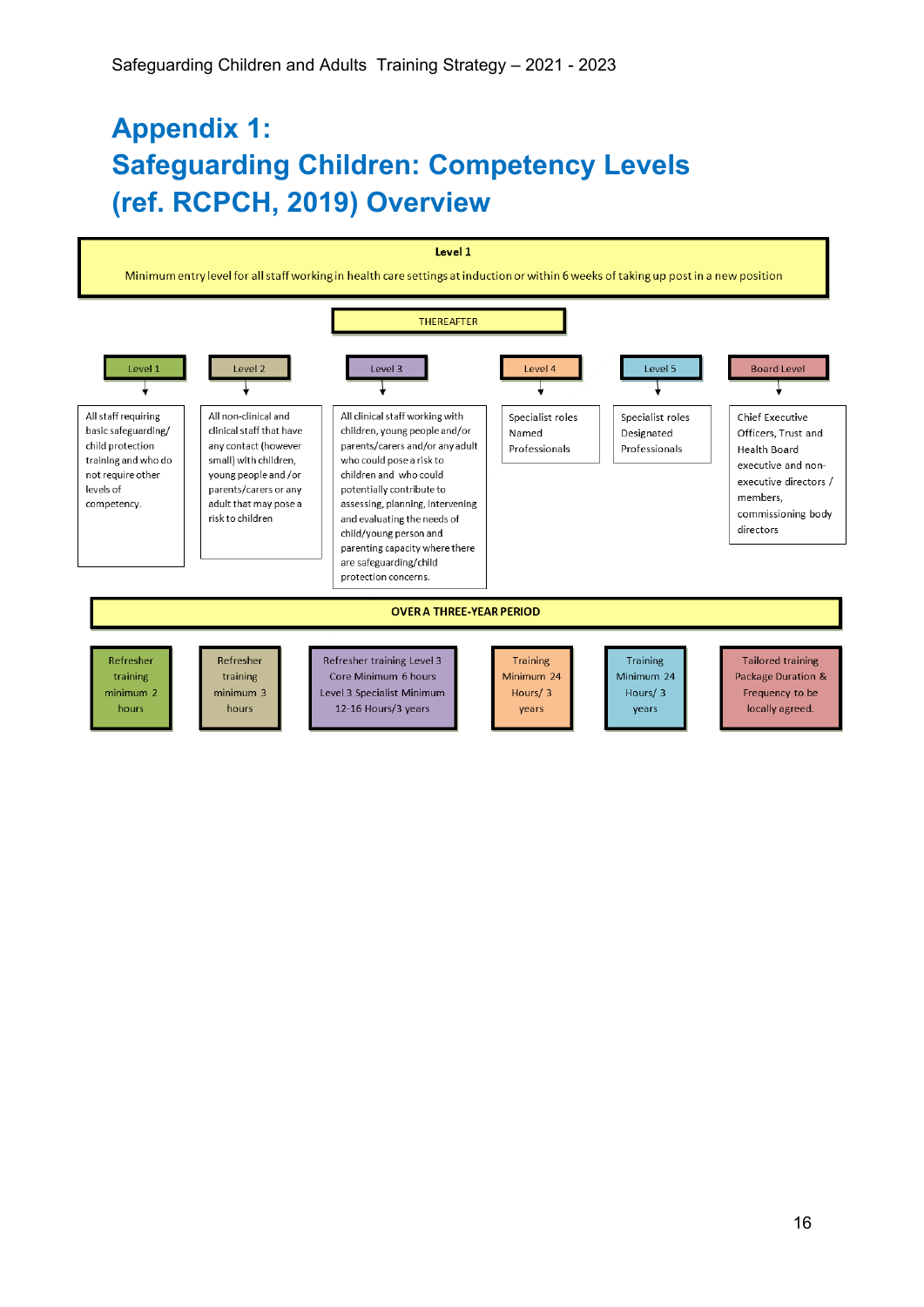# Appendix 1: Safeguarding Children: Competency Levels (ref. RCPCH, 2019) Overview

**Level 1**

Minimum entry level for all staff working in health care settings at induction or within 6 weeks of taking up post in a new position

THEREAFTER

| Level 1 | Level 2 | Level 3 | Level 4 | Level 5 | Board Level |
|---|---|---|---|---|---|
| All staff requiring basic safeguarding/ child protection training and who do not require other levels of competency. | All non-clinical and clinical staff that have any contact (however small) with children, young people and /or parents/carers or any adult that may pose a risk to children | All clinical staff working with children, young people and/or parents/carers and/or any adult who could pose a risk to children and who could potentially contribute to assessing, planning, intervening and evaluating the needs of child/young person and parenting capacity where there are safeguarding/child protection concerns. | Specialist roles Named Professionals | Specialist roles Designated Professionals | Chief Executive Officers, Trust and Health Board executive and non-executive directors / members, commissioning body directors |

**OVER A THREE-YEAR PERIOD**

| Level 1 | Level 2 | Level 3 | Level 4 | Level 5 | Board Level |
|---|---|---|---|---|---|
| Refresher training minimum 2 hours | Refresher training minimum 3 hours | Refresher training Level 3 Core Minimum 6 hours Level 3 Specialist Minimum 12-16 Hours/3 years | Training Minimum 24 Hours/ 3 years | Training Minimum 24 Hours/ 3 years | Tailored training Package Duration & Frequency to be locally agreed. |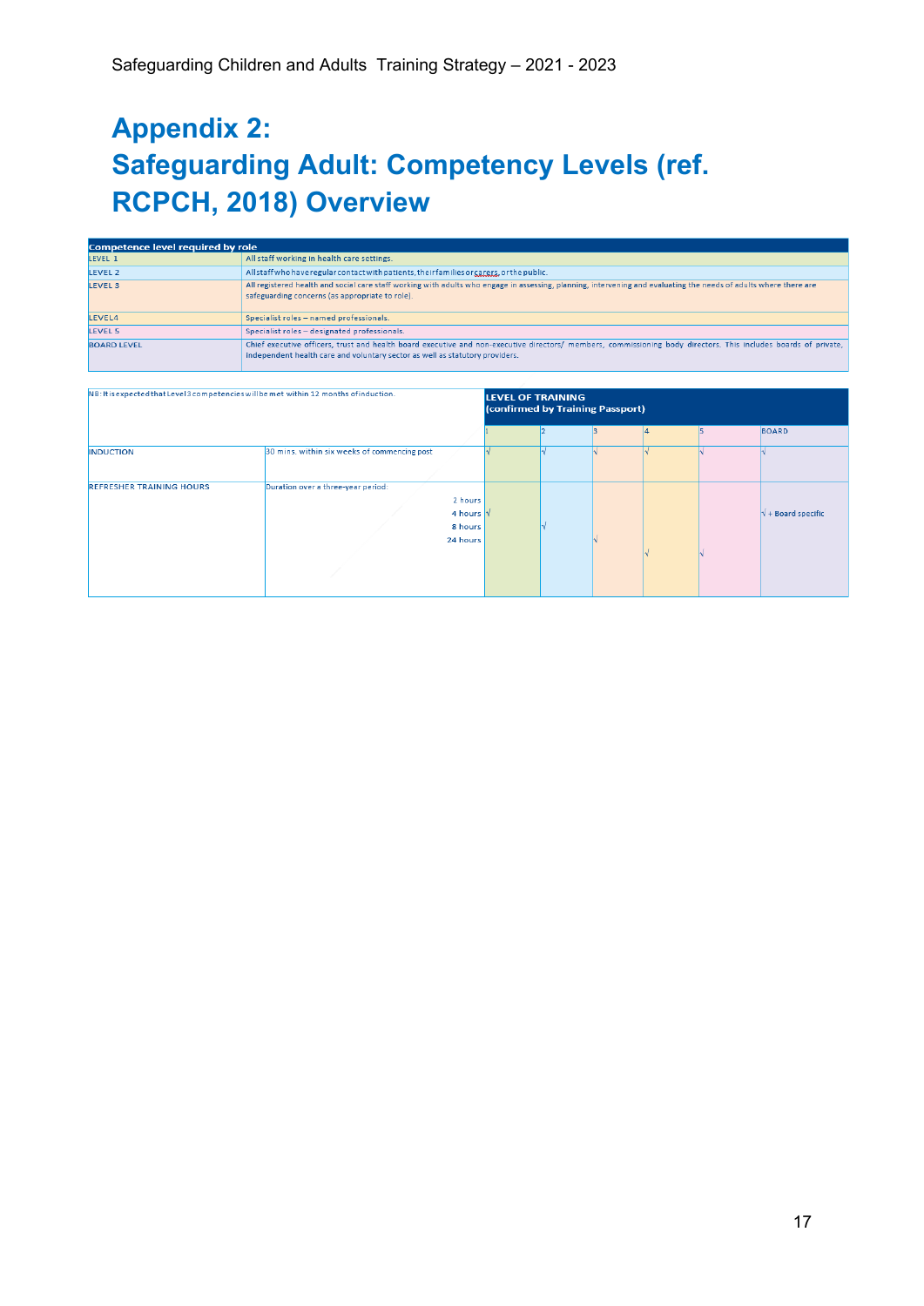# Appendix 2:
# Safeguarding Adult: Competency Levels (ref. RCPCH, 2018) Overview

| Competence level required by role | |
|---|---|
| LEVEL 1 | All staff working in health care settings. |
| LEVEL 2 | All staff who have regular contact with patients, their families or carers, or the public. |
| LEVEL 3 | All registered health and social care staff working with adults who engage in assessing, planning, intervening and evaluating the needs of adults where there are safeguarding concerns (as appropriate to role). |
| LEVEL4 | Specialist roles – named professionals. |
| LEVEL 5 | Specialist roles – designated professionals. |
| BOARD LEVEL | Chief executive officers, trust and health board executive and non-executive directors/ members, commissioning body directors. This includes boards of private, independent health care and voluntary sector as well as statutory providers. |

| NB: It is expected that Level 3 competencies will be met within 12 months of induction. | | LEVEL OF TRAINING (confirmed by Training Passport) | | | | | |
|---|---|---|---|---|---|---|---|
| | | 1 | 2 | 3 | 4 | 5 | BOARD |
| INDUCTION | 30 mins. within six weeks of commencing post | √ | √ | √ | √ | √ | √ |
| REFRESHER TRAINING HOURS | Duration over a three-year period: | | | | | | |
| | 2 hours | | | | | | |
| | 4 hours | √ | | | | | √ + Board specific |
| | 8 hours | | √ | | | | |
| | 24 hours | | | √ | | | |
| | | | | | √ | √ | |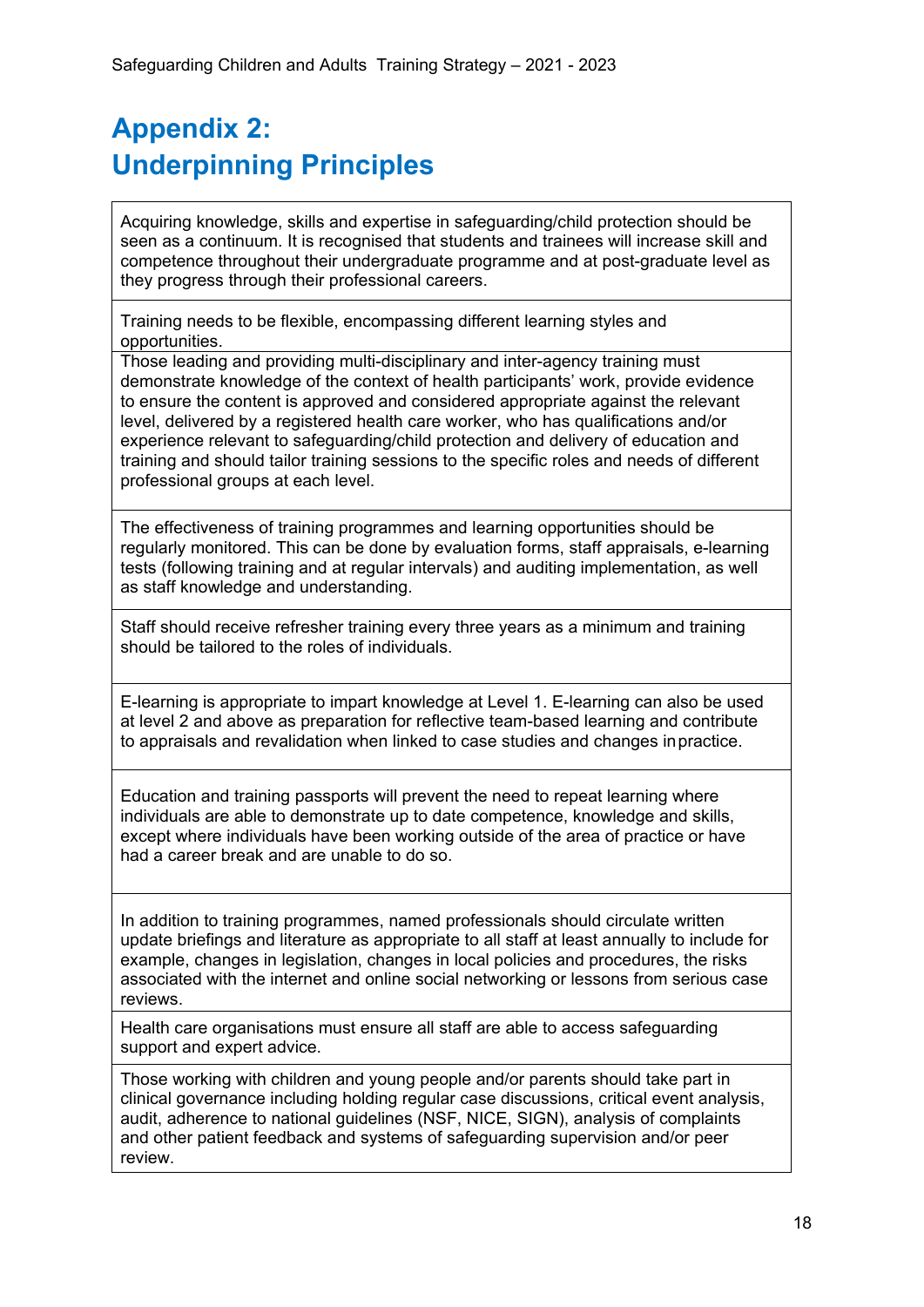# Appendix 2: Underpinning Principles

| |
|---|
| Acquiring knowledge, skills and expertise in safeguarding/child protection should be seen as a continuum. It is recognised that students and trainees will increase skill and competence throughout their undergraduate programme and at post-graduate level as they progress through their professional careers. |
| Training needs to be flexible, encompassing different learning styles and opportunities. |
| Those leading and providing multi-disciplinary and inter-agency training must demonstrate knowledge of the context of health participants' work, provide evidence to ensure the content is approved and considered appropriate against the relevant level, delivered by a registered health care worker, who has qualifications and/or experience relevant to safeguarding/child protection and delivery of education and training and should tailor training sessions to the specific roles and needs of different professional groups at each level. |
| The effectiveness of training programmes and learning opportunities should be regularly monitored. This can be done by evaluation forms, staff appraisals, e-learning tests (following training and at regular intervals) and auditing implementation, as well as staff knowledge and understanding. |
| Staff should receive refresher training every three years as a minimum and training should be tailored to the roles of individuals. |
| E-learning is appropriate to impart knowledge at Level 1. E-learning can also be used at level 2 and above as preparation for reflective team-based learning and contribute to appraisals and revalidation when linked to case studies and changes in practice. |
| Education and training passports will prevent the need to repeat learning where individuals are able to demonstrate up to date competence, knowledge and skills, except where individuals have been working outside of the area of practice or have had a career break and are unable to do so. |
| In addition to training programmes, named professionals should circulate written update briefings and literature as appropriate to all staff at least annually to include for example, changes in legislation, changes in local policies and procedures, the risks associated with the internet and online social networking or lessons from serious case reviews. |
| Health care organisations must ensure all staff are able to access safeguarding support and expert advice. |
| Those working with children and young people and/or parents should take part in clinical governance including holding regular case discussions, critical event analysis, audit, adherence to national guidelines (NSF, NICE, SIGN), analysis of complaints and other patient feedback and systems of safeguarding supervision and/or peer review. |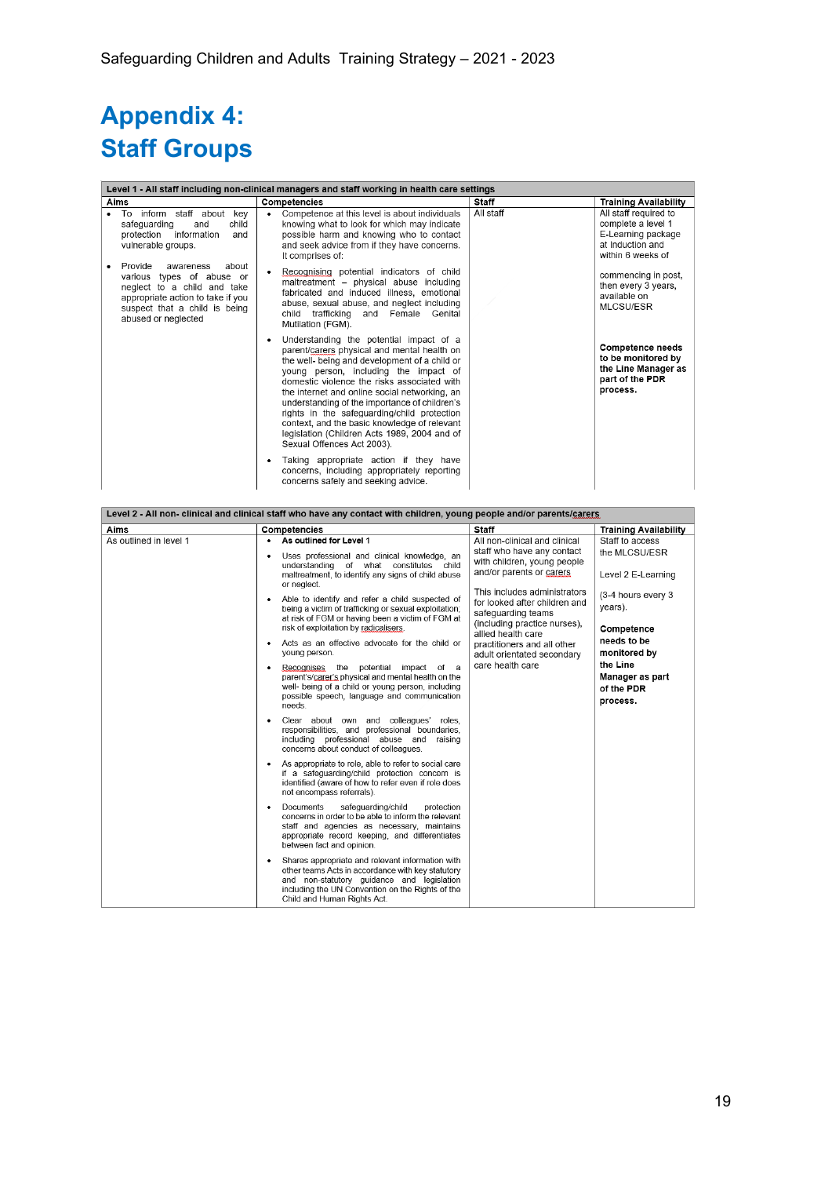# Appendix 4:
# Staff Groups

| Level 1 - All staff including non-clinical managers and staff working in health care settings | | | |
|---|---|---|---|
| **Aims** | **Competencies** | **Staff** | **Training Availability** |
| • To inform staff about key safeguarding and child protection information and vulnerable groups.<br><br>• Provide awareness about various types of abuse or neglect to a child and take appropriate action to take if you suspect that a child is being abused or neglected | • Competence at this level is about individuals knowing what to look for which may indicate possible harm and knowing who to contact and seek advice from if they have concerns. It comprises of:<br><br>• Recognising potential indicators of child maltreatment – physical abuse including fabricated and induced illness, emotional abuse, sexual abuse, and neglect including child trafficking and Female Genital Mutilation (FGM).<br><br>• Understanding the potential impact of a parent/carers physical and mental health on the well- being and development of a child or young person, including the impact of domestic violence the risks associated with the internet and online social networking, an understanding of the importance of children's rights in the safeguarding/child protection context, and the basic knowledge of relevant legislation (Children Acts 1989, 2004 and of Sexual Offences Act 2003).<br><br>• Taking appropriate action if they have concerns, including appropriately reporting concerns safely and seeking advice. | All staff | All staff required to complete a level 1 E-Learning package at Induction and within 6 weeks of commencing in post, then every 3 years, available on MLCSU/ESR<br><br>**Competence needs to be monitored by the Line Manager as part of the PDR process.** |

| Level 2 - All non- clinical and clinical staff who have any contact with children, young people and/or parents/carers | | | |
|---|---|---|---|
| **Aims** | **Competencies** | **Staff** | **Training Availability** |
| As outlined in level 1 | • **As outlined for Level 1**<br><br>• Uses professional and clinical knowledge, an understanding of what constitutes child maltreatment, to identify any signs of child abuse or neglect.<br><br>• Able to identify and refer a child suspected of being a victim of trafficking or sexual exploitation, at risk of FGM or having been a victim of FGM at risk of exploitation by radicalisers.<br><br>• Acts as an effective advocate for the child or young person.<br><br>• Recognises the potential impact of a parent's/carer's physical and mental health on the well- being of a child or young person, including possible speech, language and communication needs.<br><br>• Clear about own and colleagues' roles, responsibilities, and professional boundaries, including professional abuse and raising concerns about conduct of colleagues.<br><br>• As appropriate to role, able to refer to social care if a safeguarding/child protection concern is identified (aware of how to refer even if role does not encompass referrals).<br><br>• Documents safeguarding/child protection concerns in order to be able to inform the relevant staff and agencies as necessary, maintains appropriate record keeping, and differentiates between fact and opinion.<br><br>• Shares appropriate and relevant information with other teams Acts in accordance with key statutory and non-statutory guidance and legislation including the UN Convention on the Rights of the Child and Human Rights Act. | All non-clinical and clinical staff who have any contact with children, young people and/or parents or carers<br><br>This includes administrators for looked after children and safeguarding teams (including practice nurses), allied health care practitioners and all other adult orientated secondary care health care | Staff to access the MLCSU/ESR<br><br>Level 2 E-Learning<br><br>(3-4 hours every 3 years).<br><br>**Competence needs to be monitored by the Line Manager as part of the PDR process.** |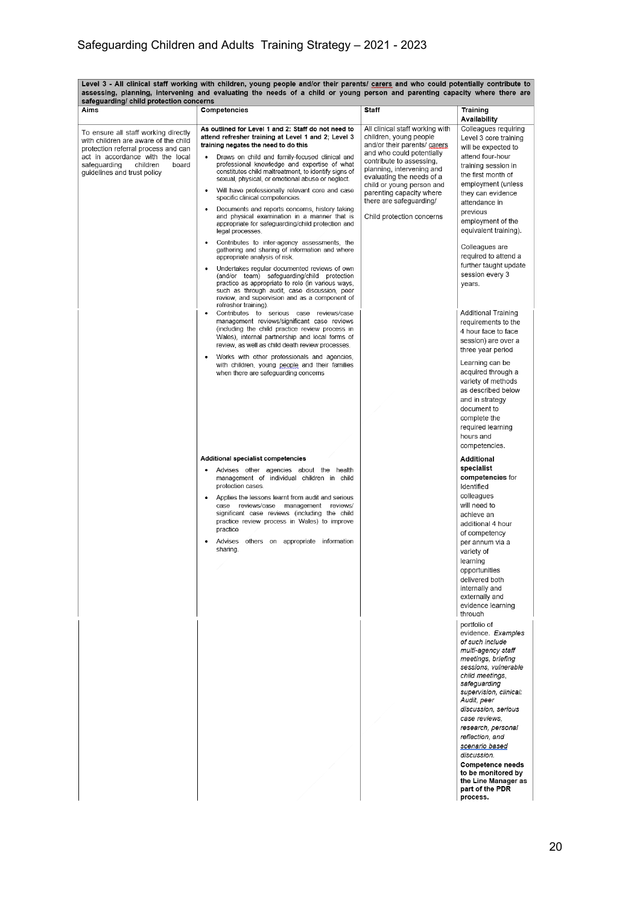# Safeguarding Children and Adults Training Strategy – 2021 - 2023

| Level 3 - All clinical staff working with children, young people and/or their parents/ carers and who could potentially contribute to assessing, planning, intervening and evaluating the needs of a child or young person and parenting capacity where there are safeguarding/ child protection concerns | | | |
|---|---|---|---|
| **Aims** | **Competencies** | **Staff** | **Training Availability** |
| To ensure all staff working directly with children are aware of the child protection referral process and can act in accordance with the local safeguarding children board guidelines and trust policy | **As outlined for Level 1 and 2: Staff do not need to attend refresher training at Level 1 and 2; Level 3 training negates the need to do this**<br>• Draws on child and family-focused clinical and professional knowledge and expertise of what constitutes child maltreatment, to identify signs of sexual, physical, or emotional abuse or neglect.<br>• Will have professionally relevant core and case specific clinical competencies.<br>• Documents and reports concerns, history taking and physical examination in a manner that is appropriate for safeguarding/child protection and legal processes.<br>• Contributes to inter-agency assessments, the gathering and sharing of information and where appropriate analysis of risk.<br>• Undertakes regular documented reviews of own (and/or team) safeguarding/child protection practice as appropriate to role (in various ways, such as through audit, case discussion, peer review, and supervision and as a component of refresher training). | All clinical staff working with children, young people and/or their parents/ carers and who could potentially contribute to assessing, planning, intervening and evaluating the needs of a child or young person and parenting capacity where there are safeguarding/<br><br>Child protection concerns | Colleagues requiring Level 3 core training will be expected to attend four-hour training session in the first month of employment (unless they can evidence attendance in previous employment of the equivalent training).<br><br>Colleagues are required to attend a further taught update session every 3 years. |
| | • Contributes to serious case reviews/case management reviews/significant case reviews (including the child practice review process in Wales), internal partnership and local forms of review, as well as child death review processes.<br>• Works with other professionals and agencies, with children, young people and their families when there are safeguarding concerns | | Additional Training requirements to the 4 hour face to face session) are over a three year period<br><br>Learning can be acquired through a variety of methods as described below and in strategy document to complete the required learning hours and competencies. |
| | **Additional specialist competencies**<br>• Advises other agencies about the health management of individual children in child protection cases.<br>• Applies the lessons learnt from audit and serious case reviews/case management reviews/ significant case reviews (including the child practice review process in Wales) to improve practice<br>• Advises others on appropriate information sharing. | | **Additional specialist competencies** for Identified colleagues will need to achieve an additional 4 hour of competency per annum via a variety of learning opportunities delivered both internally and externally and evidence learning through |
| | | | portfolio of evidence. *Examples of such include multi-agency staff meetings, briefing sessions, vulnerable child meetings, safeguarding supervision, clinical: Audit, peer discussion, serious case reviews, research, personal reflection, and scenario based discussion.*<br>**Competence needs to be monitored by the Line Manager as part of the PDR process.** |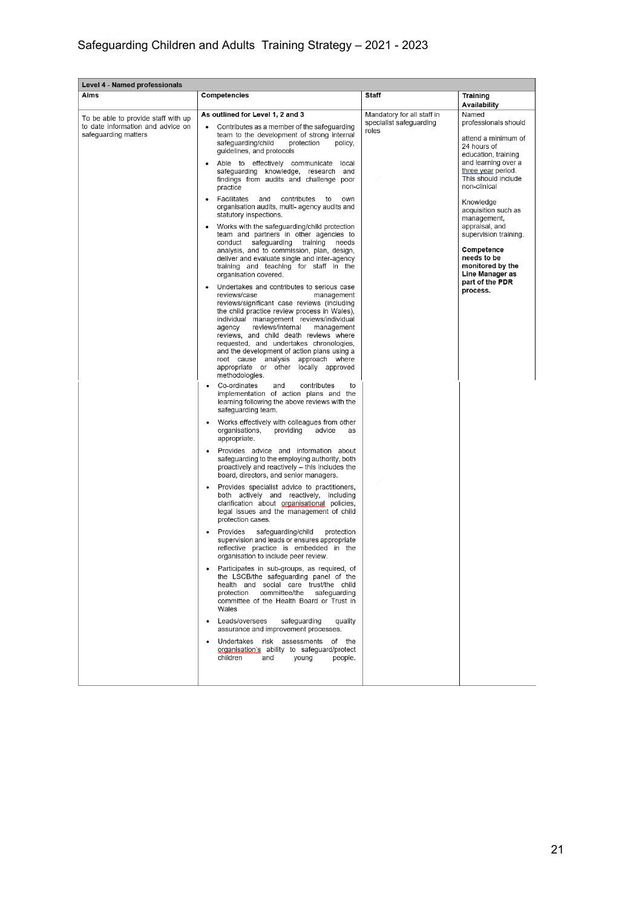| Level 4 - Named professionals | | | |
|---|---|---|---|
| **Aims** | **Competencies** | **Staff** | **Training Availability** |
| To be able to provide staff with up to date information and advice on safeguarding matters | **As outlined for Level 1, 2 and 3**<br>• Contributes as a member of the safeguarding team to the development of strong internal safeguarding/child protection policy, guidelines, and protocols<br>• Able to effectively communicate local safeguarding knowledge, research and findings from audits and challenge poor practice<br>• Facilitates and contributes to own organisation audits, multi- agency audits and statutory inspections.<br>• Works with the safeguarding/child protection team and partners in other agencies to conduct safeguarding training needs analysis, and to commission, plan, design, deliver and evaluate single and inter-agency training and teaching for staff in the organisation covered.<br>• Undertakes and contributes to serious case reviews/case management reviews/significant case reviews (including the child practice review process in Wales), individual management reviews/individual agency reviews/internal management reviews, and child death reviews where requested, and undertakes chronologies, and the development of action plans using a root cause analysis approach where appropriate or other locally approved methodologies.<br>• Co-ordinates and contributes to implementation of action plans and the learning following the above reviews with the safeguarding team.<br>• Works effectively with colleagues from other organisations, providing advice as appropriate.<br>• Provides advice and information about safeguarding to the employing authority, both proactively and reactively – this includes the board, directors, and senior managers.<br>• Provides specialist advice to practitioners, both actively and reactively, including clarification about organisational policies, legal issues and the management of child protection cases.<br>• Provides safeguarding/child protection supervision and leads or ensures appropriate reflective practice is embedded in the organisation to include peer review.<br>• Participates in sub-groups, as required, of the LSCB/the safeguarding panel of the health and social care trust/the child protection committee/the safeguarding committee of the Health Board or Trust in Wales<br>• Leads/oversees safeguarding quality assurance and improvement processes.<br>• Undertakes risk assessments of the organisation's ability to safeguard/protect children and young people. | Mandatory for all staff in specialist safeguarding roles | Named professionals should attend a minimum of 24 hours of education, training and learning over a three year period. This should include non-clinical<br><br>Knowledge acquisition such as management, appraisal, and supervision training.<br><br>**Competence needs to be monitored by the Line Manager as part of the PDR process.** |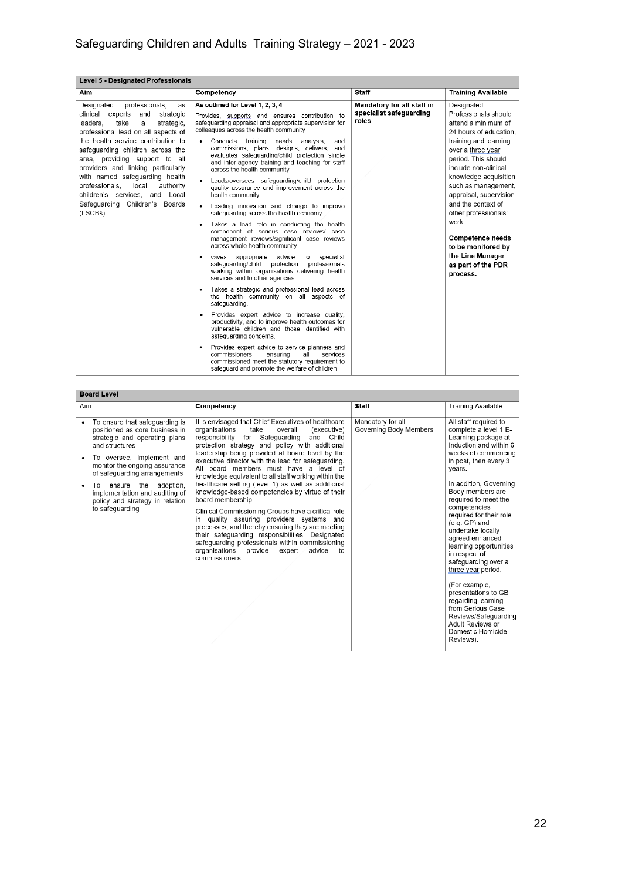| Level 5 - Designated Professionals | | | |
|---|---|---|---|
| **Aim** | **Competency** | **Staff** | **Training Available** |
| Designated professionals, as clinical experts and strategic leaders, take a strategic, professional lead on all aspects of the health service contribution to safeguarding children across the area, providing support to all providers and linking particularly with named safeguarding health professionals, local authority children's services, and Local Safeguarding Children's Boards (LSCBs) | **As outlined for Level 1, 2, 3, 4**<br><br>Provides, supports and ensures contribution to safeguarding appraisal and appropriate supervision for colleagues across the health community<br><br>• Conducts training needs analysis, and commissions, plans, designs, delivers, and evaluates safeguarding/child protection single and inter-agency training and teaching for staff across the health community<br>• Leads/oversees safeguarding/child protection quality assurance and improvement across the health community<br>• Leading innovation and change to improve safeguarding across the health economy<br>• Takes a lead role in conducting the health component of serious case reviews/ case management reviews/significant case reviews across whole health community<br>• Gives appropriate advice to specialist safeguarding/child protection professionals working within organisations delivering health services and to other agencies<br>• Takes a strategic and professional lead across the health community on all aspects of safeguarding.<br>• Provides expert advice to increase quality, productivity, and to improve health outcomes for vulnerable children and those identified with safeguarding concerns.<br>• Provides expert advice to service planners and commissioners, ensuring all services commissioned meet the statutory requirement to safeguard and promote the welfare of children | **Mandatory for all staff in specialist safeguarding roles** | Designated Professionals should attend a minimum of 24 hours of education, training and learning over a three year period. This should include non-clinical knowledge acquisition such as management, appraisal, supervision and the context of other professionals' work.<br><br>**Competence needs to be monitored by the Line Manager as part of the PDR process.** |

| Board Level | | | |
|---|---|---|---|
| Aim | **Competency** | **Staff** | Training Available |
| • To ensure that safeguarding is positioned as core business in strategic and operating plans and structures<br>• To oversee, implement and monitor the ongoing assurance of safeguarding arrangements<br>• To ensure the adoption, implementation and auditing of policy and strategy in relation to safeguarding | It is envisaged that Chief Executives of healthcare organisations take overall (executive) responsibility for Safeguarding and Child protection strategy and policy with additional leadership being provided at board level by the executive director with the lead for safeguarding. All board members must have a level of knowledge equivalent to all staff working within the healthcare setting (level 1) as well as additional knowledge-based competencies by virtue of their board membership.<br><br>Clinical Commissioning Groups have a critical role in quality assuring providers systems and processes, and thereby ensuring they are meeting their safeguarding responsibilities. Designated safeguarding professionals within commissioning organisations provide expert advice to commissioners. | Mandatory for all Governing Body Members | All staff required to complete a level 1 E-Learning package at Induction and within 6 weeks of commencing in post, then every 3 years.<br><br>In addition, Governing Body members are required to meet the competencies required for their role (e.g. GP) and undertake locally agreed enhanced learning opportunities in respect of safeguarding over a three year period.<br><br>(For example, presentations to GB regarding learning from Serious Case Reviews/Safeguarding Adult Reviews or Domestic Homicide Reviews). |